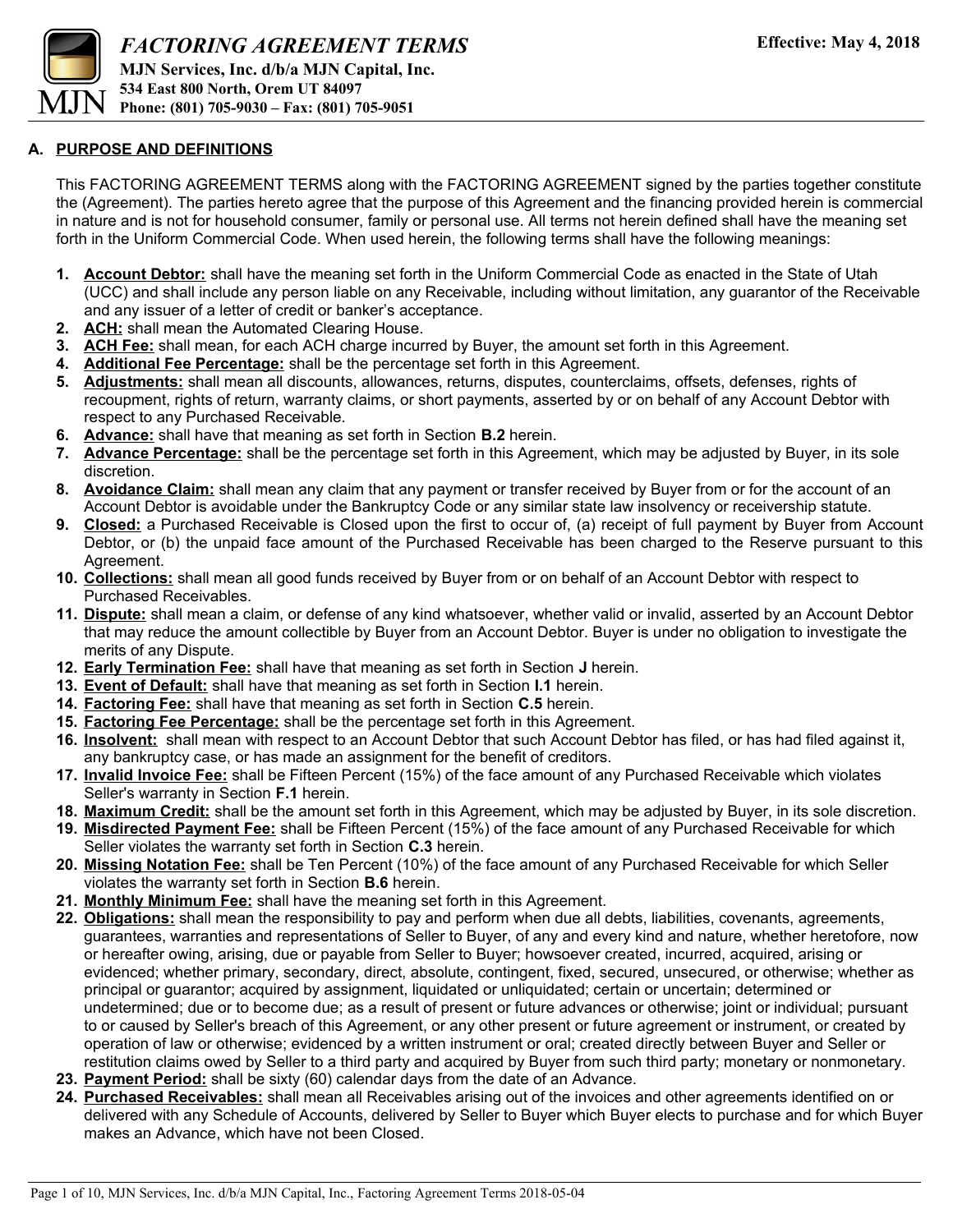# *FACTORING AGREEMENT TERMS*

**Effective: May 4, 2018**

**MJN Services, Inc. d/b/a MJN Capital, Inc.**
**534 East 800 North, Orem UT 84097**
**Phone: (801) 705-9030 – Fax: (801) 705-9051**

## A. PURPOSE AND DEFINITIONS

This FACTORING AGREEMENT TERMS along with the FACTORING AGREEMENT signed by the parties together constitute the (Agreement). The parties hereto agree that the purpose of this Agreement and the financing provided herein is commercial in nature and is not for household consumer, family or personal use. All terms not herein defined shall have the meaning set forth in the Uniform Commercial Code. When used herein, the following terms shall have the following meanings:

1. **Account Debtor:** shall have the meaning set forth in the Uniform Commercial Code as enacted in the State of Utah (UCC) and shall include any person liable on any Receivable, including without limitation, any guarantor of the Receivable and any issuer of a letter of credit or banker's acceptance.
2. **ACH:** shall mean the Automated Clearing House.
3. **ACH Fee:** shall mean, for each ACH charge incurred by Buyer, the amount set forth in this Agreement.
4. **Additional Fee Percentage:** shall be the percentage set forth in this Agreement.
5. **Adjustments:** shall mean all discounts, allowances, returns, disputes, counterclaims, offsets, defenses, rights of recoupment, rights of return, warranty claims, or short payments, asserted by or on behalf of any Account Debtor with respect to any Purchased Receivable.
6. **Advance:** shall have that meaning as set forth in Section **B.2** herein.
7. **Advance Percentage:** shall be the percentage set forth in this Agreement, which may be adjusted by Buyer, in its sole discretion.
8. **Avoidance Claim:** shall mean any claim that any payment or transfer received by Buyer from or for the account of an Account Debtor is avoidable under the Bankruptcy Code or any similar state law insolvency or receivership statute.
9. **Closed:** a Purchased Receivable is Closed upon the first to occur of, (a) receipt of full payment by Buyer from Account Debtor, or (b) the unpaid face amount of the Purchased Receivable has been charged to the Reserve pursuant to this Agreement.
10. **Collections:** shall mean all good funds received by Buyer from or on behalf of an Account Debtor with respect to Purchased Receivables.
11. **Dispute:** shall mean a claim, or defense of any kind whatsoever, whether valid or invalid, asserted by an Account Debtor that may reduce the amount collectible by Buyer from an Account Debtor. Buyer is under no obligation to investigate the merits of any Dispute.
12. **Early Termination Fee:** shall have that meaning as set forth in Section **J** herein.
13. **Event of Default:** shall have that meaning as set forth in Section **I.1** herein.
14. **Factoring Fee:** shall have that meaning as set forth in Section **C.5** herein.
15. **Factoring Fee Percentage:** shall be the percentage set forth in this Agreement.
16. **Insolvent:** shall mean with respect to an Account Debtor that such Account Debtor has filed, or has had filed against it, any bankruptcy case, or has made an assignment for the benefit of creditors.
17. **Invalid Invoice Fee:** shall be Fifteen Percent (15%) of the face amount of any Purchased Receivable which violates Seller's warranty in Section **F.1** herein.
18. **Maximum Credit:** shall be the amount set forth in this Agreement, which may be adjusted by Buyer, in its sole discretion.
19. **Misdirected Payment Fee:** shall be Fifteen Percent (15%) of the face amount of any Purchased Receivable for which Seller violates the warranty set forth in Section **C.3** herein.
20. **Missing Notation Fee:** shall be Ten Percent (10%) of the face amount of any Purchased Receivable for which Seller violates the warranty set forth in Section **B.6** herein.
21. **Monthly Minimum Fee:** shall have the meaning set forth in this Agreement.
22. **Obligations:** shall mean the responsibility to pay and perform when due all debts, liabilities, covenants, agreements, guarantees, warranties and representations of Seller to Buyer, of any and every kind and nature, whether heretofore, now or hereafter owing, arising, due or payable from Seller to Buyer; howsoever created, incurred, acquired, arising or evidenced; whether primary, secondary, direct, absolute, contingent, fixed, secured, unsecured, or otherwise; whether as principal or guarantor; acquired by assignment, liquidated or unliquidated; certain or uncertain; determined or undetermined; due or to become due; as a result of present or future advances or otherwise; joint or individual; pursuant to or caused by Seller's breach of this Agreement, or any other present or future agreement or instrument, or created by operation of law or otherwise; evidenced by a written instrument or oral; created directly between Buyer and Seller or restitution claims owed by Seller to a third party and acquired by Buyer from such third party; monetary or nonmonetary.
23. **Payment Period:** shall be sixty (60) calendar days from the date of an Advance.
24. **Purchased Receivables:** shall mean all Receivables arising out of the invoices and other agreements identified on or delivered with any Schedule of Accounts, delivered by Seller to Buyer which Buyer elects to purchase and for which Buyer makes an Advance, which have not been Closed.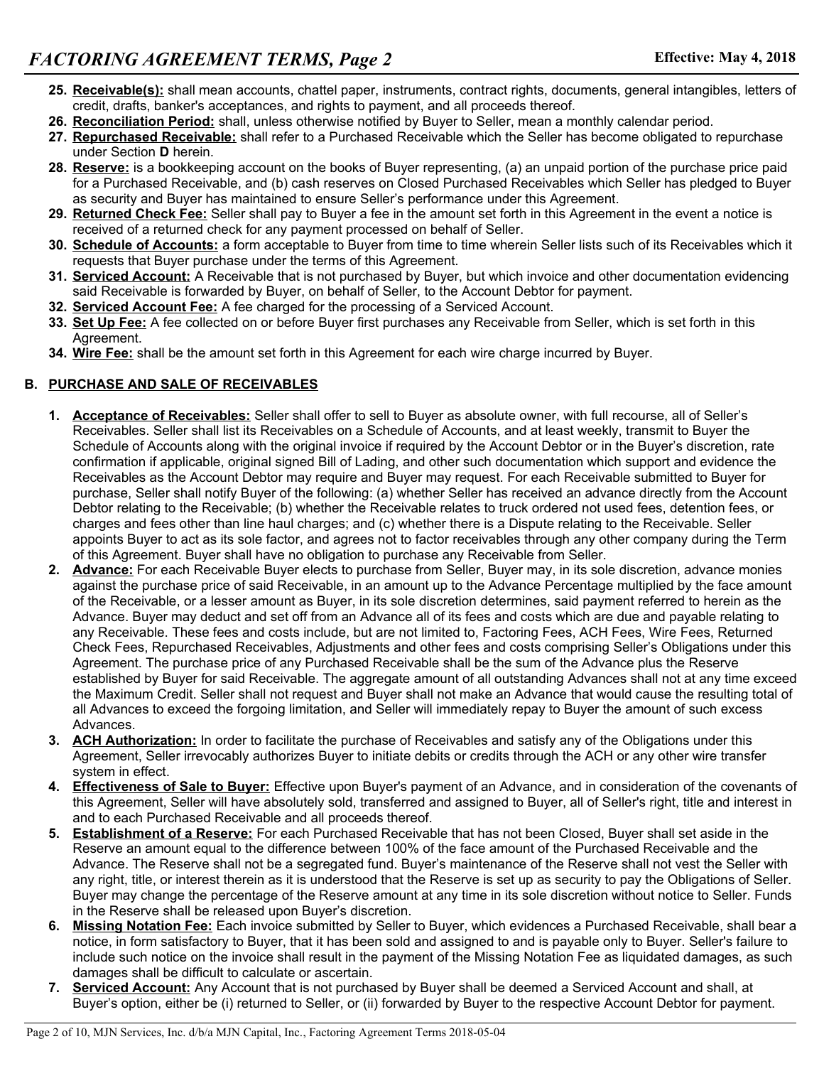25. **Receivable(s):** shall mean accounts, chattel paper, instruments, contract rights, documents, general intangibles, letters of credit, drafts, banker's acceptances, and rights to payment, and all proceeds thereof.
26. **Reconciliation Period:** shall, unless otherwise notified by Buyer to Seller, mean a monthly calendar period.
27. **Repurchased Receivable:** shall refer to a Purchased Receivable which the Seller has become obligated to repurchase under Section **D** herein.
28. **Reserve:** is a bookkeeping account on the books of Buyer representing, (a) an unpaid portion of the purchase price paid for a Purchased Receivable, and (b) cash reserves on Closed Purchased Receivables which Seller has pledged to Buyer as security and Buyer has maintained to ensure Seller's performance under this Agreement.
29. **Returned Check Fee:** Seller shall pay to Buyer a fee in the amount set forth in this Agreement in the event a notice is received of a returned check for any payment processed on behalf of Seller.
30. **Schedule of Accounts:** a form acceptable to Buyer from time to time wherein Seller lists such of its Receivables which it requests that Buyer purchase under the terms of this Agreement.
31. **Serviced Account:** A Receivable that is not purchased by Buyer, but which invoice and other documentation evidencing said Receivable is forwarded by Buyer, on behalf of Seller, to the Account Debtor for payment.
32. **Serviced Account Fee:** A fee charged for the processing of a Serviced Account.
33. **Set Up Fee:** A fee collected on or before Buyer first purchases any Receivable from Seller, which is set forth in this Agreement.
34. **Wire Fee:** shall be the amount set forth in this Agreement for each wire charge incurred by Buyer.

## B. PURCHASE AND SALE OF RECEIVABLES

1. **Acceptance of Receivables:** Seller shall offer to sell to Buyer as absolute owner, with full recourse, all of Seller's Receivables. Seller shall list its Receivables on a Schedule of Accounts, and at least weekly, transmit to Buyer the Schedule of Accounts along with the original invoice if required by the Account Debtor or in the Buyer's discretion, rate confirmation if applicable, original signed Bill of Lading, and other such documentation which support and evidence the Receivables as the Account Debtor may require and Buyer may request. For each Receivable submitted to Buyer for purchase, Seller shall notify Buyer of the following: (a) whether Seller has received an advance directly from the Account Debtor relating to the Receivable; (b) whether the Receivable relates to truck ordered not used fees, detention fees, or charges and fees other than line haul charges; and (c) whether there is a Dispute relating to the Receivable. Seller appoints Buyer to act as its sole factor, and agrees not to factor receivables through any other company during the Term of this Agreement. Buyer shall have no obligation to purchase any Receivable from Seller.
2. **Advance:** For each Receivable Buyer elects to purchase from Seller, Buyer may, in its sole discretion, advance monies against the purchase price of said Receivable, in an amount up to the Advance Percentage multiplied by the face amount of the Receivable, or a lesser amount as Buyer, in its sole discretion determines, said payment referred to herein as the Advance. Buyer may deduct and set off from an Advance all of its fees and costs which are due and payable relating to any Receivable. These fees and costs include, but are not limited to, Factoring Fees, ACH Fees, Wire Fees, Returned Check Fees, Repurchased Receivables, Adjustments and other fees and costs comprising Seller's Obligations under this Agreement. The purchase price of any Purchased Receivable shall be the sum of the Advance plus the Reserve established by Buyer for said Receivable. The aggregate amount of all outstanding Advances shall not at any time exceed the Maximum Credit. Seller shall not request and Buyer shall not make an Advance that would cause the resulting total of all Advances to exceed the forgoing limitation, and Seller will immediately repay to Buyer the amount of such excess Advances.
3. **ACH Authorization:** In order to facilitate the purchase of Receivables and satisfy any of the Obligations under this Agreement, Seller irrevocably authorizes Buyer to initiate debits or credits through the ACH or any other wire transfer system in effect.
4. **Effectiveness of Sale to Buyer:** Effective upon Buyer's payment of an Advance, and in consideration of the covenants of this Agreement, Seller will have absolutely sold, transferred and assigned to Buyer, all of Seller's right, title and interest in and to each Purchased Receivable and all proceeds thereof.
5. **Establishment of a Reserve:** For each Purchased Receivable that has not been Closed, Buyer shall set aside in the Reserve an amount equal to the difference between 100% of the face amount of the Purchased Receivable and the Advance. The Reserve shall not be a segregated fund. Buyer's maintenance of the Reserve shall not vest the Seller with any right, title, or interest therein as it is understood that the Reserve is set up as security to pay the Obligations of Seller. Buyer may change the percentage of the Reserve amount at any time in its sole discretion without notice to Seller. Funds in the Reserve shall be released upon Buyer's discretion.
6. **Missing Notation Fee:** Each invoice submitted by Seller to Buyer, which evidences a Purchased Receivable, shall bear a notice, in form satisfactory to Buyer, that it has been sold and assigned to and is payable only to Buyer. Seller's failure to include such notice on the invoice shall result in the payment of the Missing Notation Fee as liquidated damages, as such damages shall be difficult to calculate or ascertain.
7. **Serviced Account:** Any Account that is not purchased by Buyer shall be deemed a Serviced Account and shall, at Buyer's option, either be (i) returned to Seller, or (ii) forwarded by Buyer to the respective Account Debtor for payment.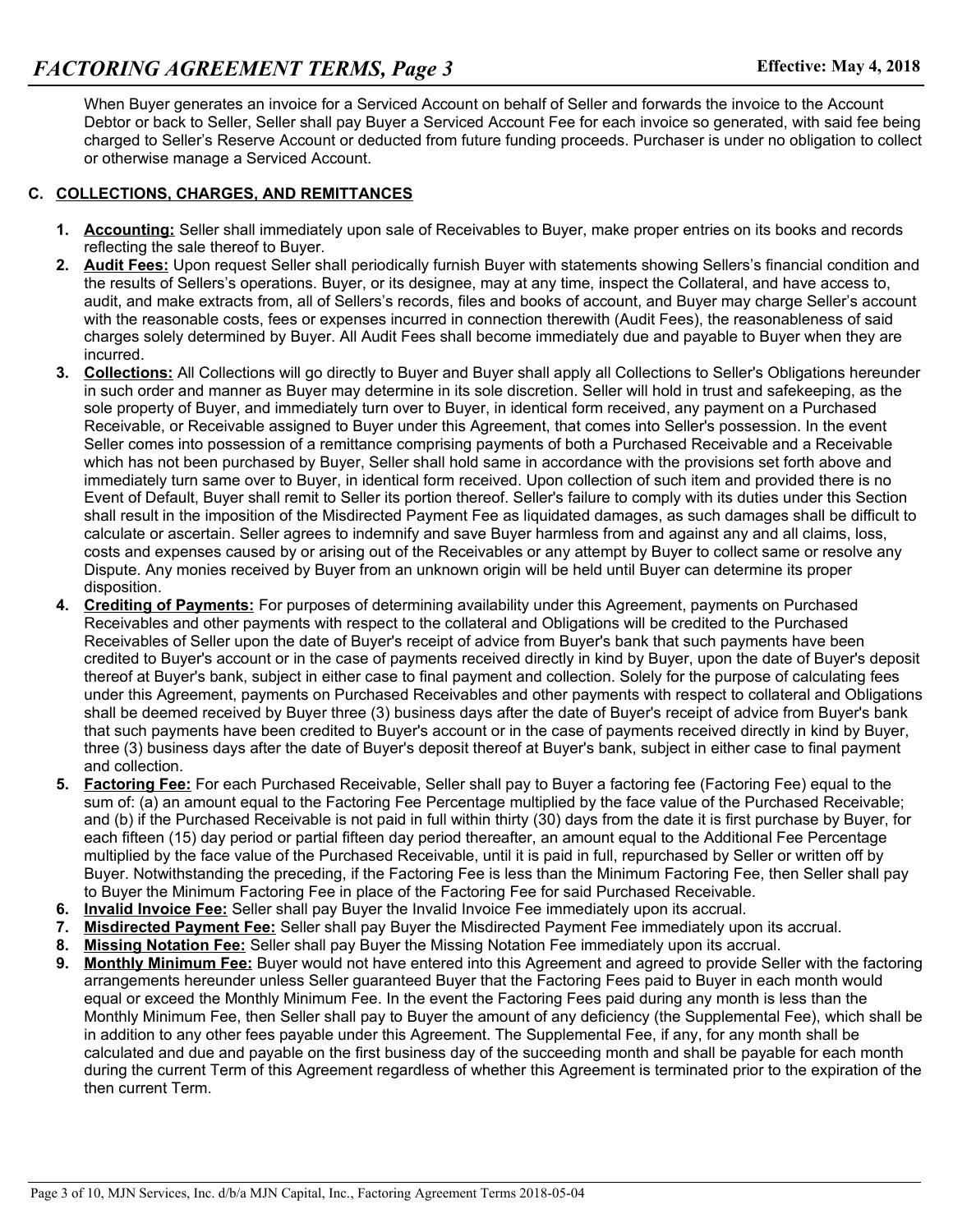When Buyer generates an invoice for a Serviced Account on behalf of Seller and forwards the invoice to the Account Debtor or back to Seller, Seller shall pay Buyer a Serviced Account Fee for each invoice so generated, with said fee being charged to Seller's Reserve Account or deducted from future funding proceeds. Purchaser is under no obligation to collect or otherwise manage a Serviced Account.

## C. COLLECTIONS, CHARGES, AND REMITTANCES

1. **Accounting:** Seller shall immediately upon sale of Receivables to Buyer, make proper entries on its books and records reflecting the sale thereof to Buyer.
2. **Audit Fees:** Upon request Seller shall periodically furnish Buyer with statements showing Sellers's financial condition and the results of Sellers's operations. Buyer, or its designee, may at any time, inspect the Collateral, and have access to, audit, and make extracts from, all of Sellers's records, files and books of account, and Buyer may charge Seller's account with the reasonable costs, fees or expenses incurred in connection therewith (Audit Fees), the reasonableness of said charges solely determined by Buyer. All Audit Fees shall become immediately due and payable to Buyer when they are incurred.
3. **Collections:** All Collections will go directly to Buyer and Buyer shall apply all Collections to Seller's Obligations hereunder in such order and manner as Buyer may determine in its sole discretion. Seller will hold in trust and safekeeping, as the sole property of Buyer, and immediately turn over to Buyer, in identical form received, any payment on a Purchased Receivable, or Receivable assigned to Buyer under this Agreement, that comes into Seller's possession. In the event Seller comes into possession of a remittance comprising payments of both a Purchased Receivable and a Receivable which has not been purchased by Buyer, Seller shall hold same in accordance with the provisions set forth above and immediately turn same over to Buyer, in identical form received. Upon collection of such item and provided there is no Event of Default, Buyer shall remit to Seller its portion thereof. Seller's failure to comply with its duties under this Section shall result in the imposition of the Misdirected Payment Fee as liquidated damages, as such damages shall be difficult to calculate or ascertain. Seller agrees to indemnify and save Buyer harmless from and against any and all claims, loss, costs and expenses caused by or arising out of the Receivables or any attempt by Buyer to collect same or resolve any Dispute. Any monies received by Buyer from an unknown origin will be held until Buyer can determine its proper disposition.
4. **Crediting of Payments:** For purposes of determining availability under this Agreement, payments on Purchased Receivables and other payments with respect to the collateral and Obligations will be credited to the Purchased Receivables of Seller upon the date of Buyer's receipt of advice from Buyer's bank that such payments have been credited to Buyer's account or in the case of payments received directly in kind by Buyer, upon the date of Buyer's deposit thereof at Buyer's bank, subject in either case to final payment and collection. Solely for the purpose of calculating fees under this Agreement, payments on Purchased Receivables and other payments with respect to collateral and Obligations shall be deemed received by Buyer three (3) business days after the date of Buyer's receipt of advice from Buyer's bank that such payments have been credited to Buyer's account or in the case of payments received directly in kind by Buyer, three (3) business days after the date of Buyer's deposit thereof at Buyer's bank, subject in either case to final payment and collection.
5. **Factoring Fee:** For each Purchased Receivable, Seller shall pay to Buyer a factoring fee (Factoring Fee) equal to the sum of: (a) an amount equal to the Factoring Fee Percentage multiplied by the face value of the Purchased Receivable; and (b) if the Purchased Receivable is not paid in full within thirty (30) days from the date it is first purchase by Buyer, for each fifteen (15) day period or partial fifteen day period thereafter, an amount equal to the Additional Fee Percentage multiplied by the face value of the Purchased Receivable, until it is paid in full, repurchased by Seller or written off by Buyer. Notwithstanding the preceding, if the Factoring Fee is less than the Minimum Factoring Fee, then Seller shall pay to Buyer the Minimum Factoring Fee in place of the Factoring Fee for said Purchased Receivable.
6. **Invalid Invoice Fee:** Seller shall pay Buyer the Invalid Invoice Fee immediately upon its accrual.
7. **Misdirected Payment Fee:** Seller shall pay Buyer the Misdirected Payment Fee immediately upon its accrual.
8. **Missing Notation Fee:** Seller shall pay Buyer the Missing Notation Fee immediately upon its accrual.
9. **Monthly Minimum Fee:** Buyer would not have entered into this Agreement and agreed to provide Seller with the factoring arrangements hereunder unless Seller guaranteed Buyer that the Factoring Fees paid to Buyer in each month would equal or exceed the Monthly Minimum Fee. In the event the Factoring Fees paid during any month is less than the Monthly Minimum Fee, then Seller shall pay to Buyer the amount of any deficiency (the Supplemental Fee), which shall be in addition to any other fees payable under this Agreement. The Supplemental Fee, if any, for any month shall be calculated and due and payable on the first business day of the succeeding month and shall be payable for each month during the current Term of this Agreement regardless of whether this Agreement is terminated prior to the expiration of the then current Term.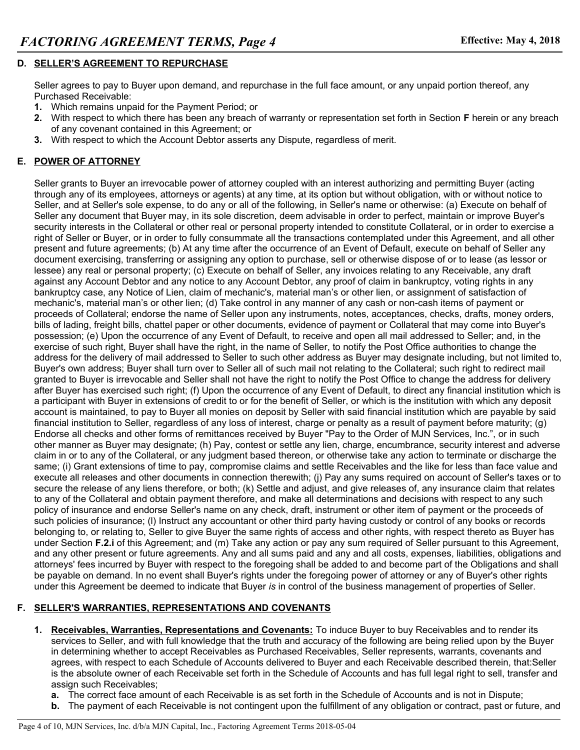## D. SELLER'S AGREEMENT TO REPURCHASE

Seller agrees to pay to Buyer upon demand, and repurchase in the full face amount, or any unpaid portion thereof, any Purchased Receivable:

1. Which remains unpaid for the Payment Period; or
2. With respect to which there has been any breach of warranty or representation set forth in Section **F** herein or any breach of any covenant contained in this Agreement; or
3. With respect to which the Account Debtor asserts any Dispute, regardless of merit.

## E. POWER OF ATTORNEY

Seller grants to Buyer an irrevocable power of attorney coupled with an interest authorizing and permitting Buyer (acting through any of its employees, attorneys or agents) at any time, at its option but without obligation, with or without notice to Seller, and at Seller's sole expense, to do any or all of the following, in Seller's name or otherwise: (a) Execute on behalf of Seller any document that Buyer may, in its sole discretion, deem advisable in order to perfect, maintain or improve Buyer's security interests in the Collateral or other real or personal property intended to constitute Collateral, or in order to exercise a right of Seller or Buyer, or in order to fully consummate all the transactions contemplated under this Agreement, and all other present and future agreements; (b) At any time after the occurrence of an Event of Default, execute on behalf of Seller any document exercising, transferring or assigning any option to purchase, sell or otherwise dispose of or to lease (as lessor or lessee) any real or personal property; (c) Execute on behalf of Seller, any invoices relating to any Receivable, any draft against any Account Debtor and any notice to any Account Debtor, any proof of claim in bankruptcy, voting rights in any bankruptcy case, any Notice of Lien, claim of mechanic's, material man's or other lien, or assignment of satisfaction of mechanic's, material man's or other lien; (d) Take control in any manner of any cash or non-cash items of payment or proceeds of Collateral; endorse the name of Seller upon any instruments, notes, acceptances, checks, drafts, money orders, bills of lading, freight bills, chattel paper or other documents, evidence of payment or Collateral that may come into Buyer's possession; (e) Upon the occurrence of any Event of Default, to receive and open all mail addressed to Seller; and, in the exercise of such right, Buyer shall have the right, in the name of Seller, to notify the Post Office authorities to change the address for the delivery of mail addressed to Seller to such other address as Buyer may designate including, but not limited to, Buyer's own address; Buyer shall turn over to Seller all of such mail not relating to the Collateral; such right to redirect mail granted to Buyer is irrevocable and Seller shall not have the right to notify the Post Office to change the address for delivery after Buyer has exercised such right; (f) Upon the occurrence of any Event of Default, to direct any financial institution which is a participant with Buyer in extensions of credit to or for the benefit of Seller, or which is the institution with which any deposit account is maintained, to pay to Buyer all monies on deposit by Seller with said financial institution which are payable by said financial institution to Seller, regardless of any loss of interest, charge or penalty as a result of payment before maturity; (g) Endorse all checks and other forms of remittances received by Buyer "Pay to the Order of MJN Services, Inc.", or in such other manner as Buyer may designate; (h) Pay, contest or settle any lien, charge, encumbrance, security interest and adverse claim in or to any of the Collateral, or any judgment based thereon, or otherwise take any action to terminate or discharge the same; (i) Grant extensions of time to pay, compromise claims and settle Receivables and the like for less than face value and execute all releases and other documents in connection therewith; (j) Pay any sums required on account of Seller's taxes or to secure the release of any liens therefore, or both; (k) Settle and adjust, and give releases of, any insurance claim that relates to any of the Collateral and obtain payment therefore, and make all determinations and decisions with respect to any such policy of insurance and endorse Seller's name on any check, draft, instrument or other item of payment or the proceeds of such policies of insurance; (l) Instruct any accountant or other third party having custody or control of any books or records belonging to, or relating to, Seller to give Buyer the same rights of access and other rights, with respect thereto as Buyer has under Section **F.2.i** of this Agreement; and (m) Take any action or pay any sum required of Seller pursuant to this Agreement, and any other present or future agreements. Any and all sums paid and any and all costs, expenses, liabilities, obligations and attorneys' fees incurred by Buyer with respect to the foregoing shall be added to and become part of the Obligations and shall be payable on demand. In no event shall Buyer's rights under the foregoing power of attorney or any of Buyer's other rights under this Agreement be deemed to indicate that Buyer *is* in control of the business management of properties of Seller.

## F. SELLER'S WARRANTIES, REPRESENTATIONS AND COVENANTS

1. **Receivables, Warranties, Representations and Covenants:** To induce Buyer to buy Receivables and to render its services to Seller, and with full knowledge that the truth and accuracy of the following are being relied upon by the Buyer in determining whether to accept Receivables as Purchased Receivables, Seller represents, warrants, covenants and agrees, with respect to each Schedule of Accounts delivered to Buyer and each Receivable described therein, that:Seller is the absolute owner of each Receivable set forth in the Schedule of Accounts and has full legal right to sell, transfer and assign such Receivables;
   - **a.** The correct face amount of each Receivable is as set forth in the Schedule of Accounts and is not in Dispute;
   - **b.** The payment of each Receivable is not contingent upon the fulfillment of any obligation or contract, past or future, and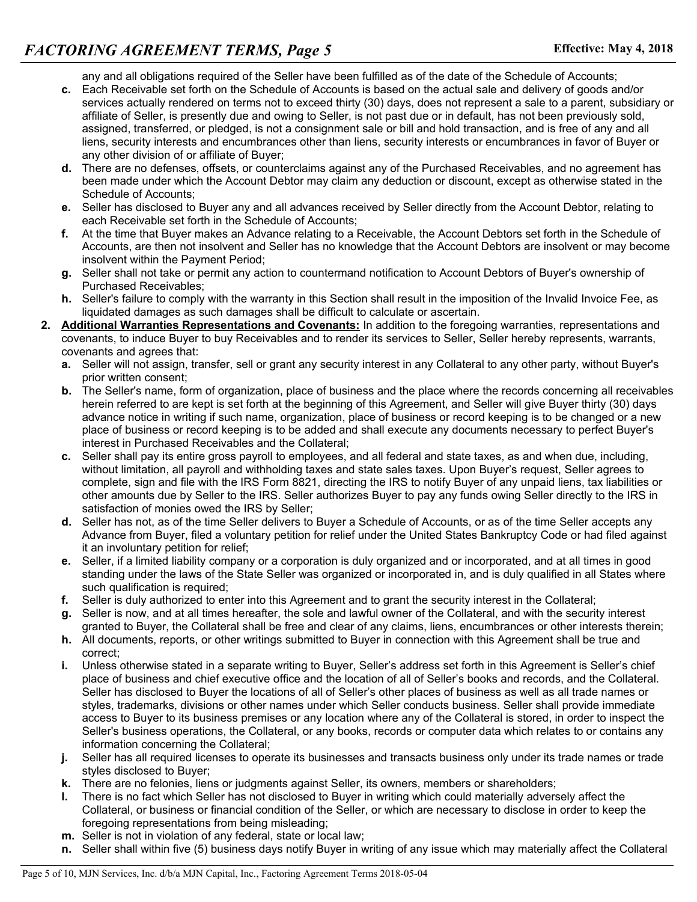any and all obligations required of the Seller have been fulfilled as of the date of the Schedule of Accounts;

- **c.** Each Receivable set forth on the Schedule of Accounts is based on the actual sale and delivery of goods and/or services actually rendered on terms not to exceed thirty (30) days, does not represent a sale to a parent, subsidiary or affiliate of Seller, is presently due and owing to Seller, is not past due or in default, has not been previously sold, assigned, transferred, or pledged, is not a consignment sale or bill and hold transaction, and is free of any and all liens, security interests and encumbrances other than liens, security interests or encumbrances in favor of Buyer or any other division of or affiliate of Buyer;
- **d.** There are no defenses, offsets, or counterclaims against any of the Purchased Receivables, and no agreement has been made under which the Account Debtor may claim any deduction or discount, except as otherwise stated in the Schedule of Accounts;
- **e.** Seller has disclosed to Buyer any and all advances received by Seller directly from the Account Debtor, relating to each Receivable set forth in the Schedule of Accounts;
- **f.** At the time that Buyer makes an Advance relating to a Receivable, the Account Debtors set forth in the Schedule of Accounts, are then not insolvent and Seller has no knowledge that the Account Debtors are insolvent or may become insolvent within the Payment Period;
- **g.** Seller shall not take or permit any action to countermand notification to Account Debtors of Buyer's ownership of Purchased Receivables;
- **h.** Seller's failure to comply with the warranty in this Section shall result in the imposition of the Invalid Invoice Fee, as liquidated damages as such damages shall be difficult to calculate or ascertain.

**2. <u>Additional Warranties Representations and Covenants:</u>** In addition to the foregoing warranties, representations and covenants, to induce Buyer to buy Receivables and to render its services to Seller, Seller hereby represents, warrants, covenants and agrees that:

- **a.** Seller will not assign, transfer, sell or grant any security interest in any Collateral to any other party, without Buyer's prior written consent;
- **b.** The Seller's name, form of organization, place of business and the place where the records concerning all receivables herein referred to are kept is set forth at the beginning of this Agreement, and Seller will give Buyer thirty (30) days advance notice in writing if such name, organization, place of business or record keeping is to be changed or a new place of business or record keeping is to be added and shall execute any documents necessary to perfect Buyer's interest in Purchased Receivables and the Collateral;
- **c.** Seller shall pay its entire gross payroll to employees, and all federal and state taxes, as and when due, including, without limitation, all payroll and withholding taxes and state sales taxes. Upon Buyer's request, Seller agrees to complete, sign and file with the IRS Form 8821, directing the IRS to notify Buyer of any unpaid liens, tax liabilities or other amounts due by Seller to the IRS. Seller authorizes Buyer to pay any funds owing Seller directly to the IRS in satisfaction of monies owed the IRS by Seller;
- **d.** Seller has not, as of the time Seller delivers to Buyer a Schedule of Accounts, or as of the time Seller accepts any Advance from Buyer, filed a voluntary petition for relief under the United States Bankruptcy Code or had filed against it an involuntary petition for relief;
- **e.** Seller, if a limited liability company or a corporation is duly organized and or incorporated, and at all times in good standing under the laws of the State Seller was organized or incorporated in, and is duly qualified in all States where such qualification is required;
- **f.** Seller is duly authorized to enter into this Agreement and to grant the security interest in the Collateral;
- **g.** Seller is now, and at all times hereafter, the sole and lawful owner of the Collateral, and with the security interest granted to Buyer, the Collateral shall be free and clear of any claims, liens, encumbrances or other interests therein;
- **h.** All documents, reports, or other writings submitted to Buyer in connection with this Agreement shall be true and correct;
- **i.** Unless otherwise stated in a separate writing to Buyer, Seller's address set forth in this Agreement is Seller's chief place of business and chief executive office and the location of all of Seller's books and records, and the Collateral. Seller has disclosed to Buyer the locations of all of Seller's other places of business as well as all trade names or styles, trademarks, divisions or other names under which Seller conducts business. Seller shall provide immediate access to Buyer to its business premises or any location where any of the Collateral is stored, in order to inspect the Seller's business operations, the Collateral, or any books, records or computer data which relates to or contains any information concerning the Collateral;
- **j.** Seller has all required licenses to operate its businesses and transacts business only under its trade names or trade styles disclosed to Buyer;
- **k.** There are no felonies, liens or judgments against Seller, its owners, members or shareholders;
- **l.** There is no fact which Seller has not disclosed to Buyer in writing which could materially adversely affect the Collateral, or business or financial condition of the Seller, or which are necessary to disclose in order to keep the foregoing representations from being misleading;
- **m.** Seller is not in violation of any federal, state or local law;
- **n.** Seller shall within five (5) business days notify Buyer in writing of any issue which may materially affect the Collateral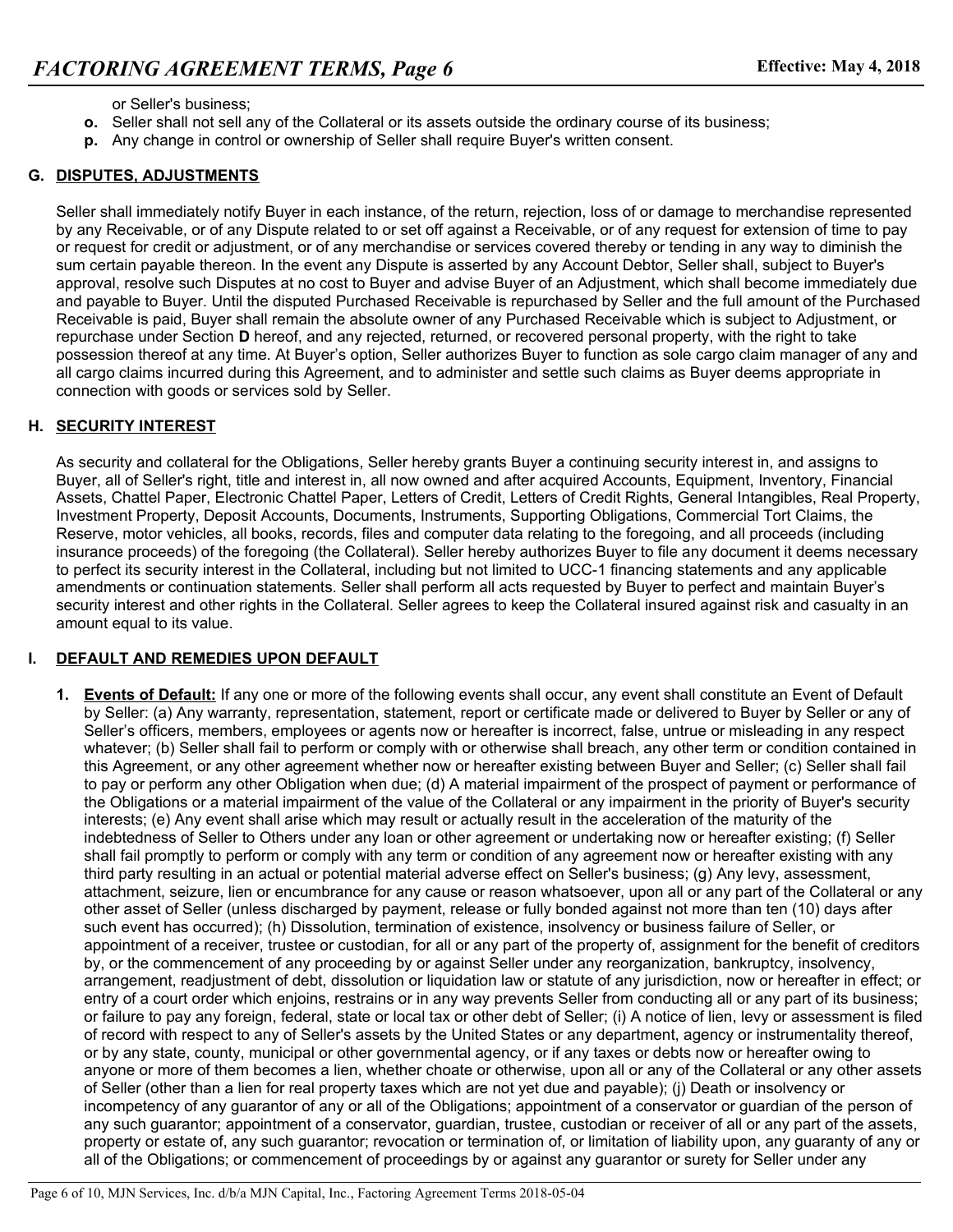or Seller's business;

- **o.** Seller shall not sell any of the Collateral or its assets outside the ordinary course of its business;
- **p.** Any change in control or ownership of Seller shall require Buyer's written consent.

## G. DISPUTES, ADJUSTMENTS

Seller shall immediately notify Buyer in each instance, of the return, rejection, loss of or damage to merchandise represented by any Receivable, or of any Dispute related to or set off against a Receivable, or of any request for extension of time to pay or request for credit or adjustment, or of any merchandise or services covered thereby or tending in any way to diminish the sum certain payable thereon. In the event any Dispute is asserted by any Account Debtor, Seller shall, subject to Buyer's approval, resolve such Disputes at no cost to Buyer and advise Buyer of an Adjustment, which shall become immediately due and payable to Buyer. Until the disputed Purchased Receivable is repurchased by Seller and the full amount of the Purchased Receivable is paid, Buyer shall remain the absolute owner of any Purchased Receivable which is subject to Adjustment, or repurchase under Section **D** hereof, and any rejected, returned, or recovered personal property, with the right to take possession thereof at any time. At Buyer's option, Seller authorizes Buyer to function as sole cargo claim manager of any and all cargo claims incurred during this Agreement, and to administer and settle such claims as Buyer deems appropriate in connection with goods or services sold by Seller.

## H. SECURITY INTEREST

As security and collateral for the Obligations, Seller hereby grants Buyer a continuing security interest in, and assigns to Buyer, all of Seller's right, title and interest in, all now owned and after acquired Accounts, Equipment, Inventory, Financial Assets, Chattel Paper, Electronic Chattel Paper, Letters of Credit, Letters of Credit Rights, General Intangibles, Real Property, Investment Property, Deposit Accounts, Documents, Instruments, Supporting Obligations, Commercial Tort Claims, the Reserve, motor vehicles, all books, records, files and computer data relating to the foregoing, and all proceeds (including insurance proceeds) of the foregoing (the Collateral). Seller hereby authorizes Buyer to file any document it deems necessary to perfect its security interest in the Collateral, including but not limited to UCC-1 financing statements and any applicable amendments or continuation statements. Seller shall perform all acts requested by Buyer to perfect and maintain Buyer's security interest and other rights in the Collateral. Seller agrees to keep the Collateral insured against risk and casualty in an amount equal to its value.

## I. DEFAULT AND REMEDIES UPON DEFAULT

1. **Events of Default:** If any one or more of the following events shall occur, any event shall constitute an Event of Default by Seller: (a) Any warranty, representation, statement, report or certificate made or delivered to Buyer by Seller or any of Seller's officers, members, employees or agents now or hereafter is incorrect, false, untrue or misleading in any respect whatever; (b) Seller shall fail to perform or comply with or otherwise shall breach, any other term or condition contained in this Agreement, or any other agreement whether now or hereafter existing between Buyer and Seller; (c) Seller shall fail to pay or perform any other Obligation when due; (d) A material impairment of the prospect of payment or performance of the Obligations or a material impairment of the value of the Collateral or any impairment in the priority of Buyer's security interests; (e) Any event shall arise which may result or actually result in the acceleration of the maturity of the indebtedness of Seller to Others under any loan or other agreement or undertaking now or hereafter existing; (f) Seller shall fail promptly to perform or comply with any term or condition of any agreement now or hereafter existing with any third party resulting in an actual or potential material adverse effect on Seller's business; (g) Any levy, assessment, attachment, seizure, lien or encumbrance for any cause or reason whatsoever, upon all or any part of the Collateral or any other asset of Seller (unless discharged by payment, release or fully bonded against not more than ten (10) days after such event has occurred); (h) Dissolution, termination of existence, insolvency or business failure of Seller, or appointment of a receiver, trustee or custodian, for all or any part of the property of, assignment for the benefit of creditors by, or the commencement of any proceeding by or against Seller under any reorganization, bankruptcy, insolvency, arrangement, readjustment of debt, dissolution or liquidation law or statute of any jurisdiction, now or hereafter in effect; or entry of a court order which enjoins, restrains or in any way prevents Seller from conducting all or any part of its business; or failure to pay any foreign, federal, state or local tax or other debt of Seller; (i) A notice of lien, levy or assessment is filed of record with respect to any of Seller's assets by the United States or any department, agency or instrumentality thereof, or by any state, county, municipal or other governmental agency, or if any taxes or debts now or hereafter owing to anyone or more of them becomes a lien, whether choate or otherwise, upon all or any of the Collateral or any other assets of Seller (other than a lien for real property taxes which are not yet due and payable); (j) Death or insolvency or incompetency of any guarantor of any or all of the Obligations; appointment of a conservator or guardian of the person of any such guarantor; appointment of a conservator, guardian, trustee, custodian or receiver of all or any part of the assets, property or estate of, any such guarantor; revocation or termination of, or limitation of liability upon, any guaranty of any or all of the Obligations; or commencement of proceedings by or against any guarantor or surety for Seller under any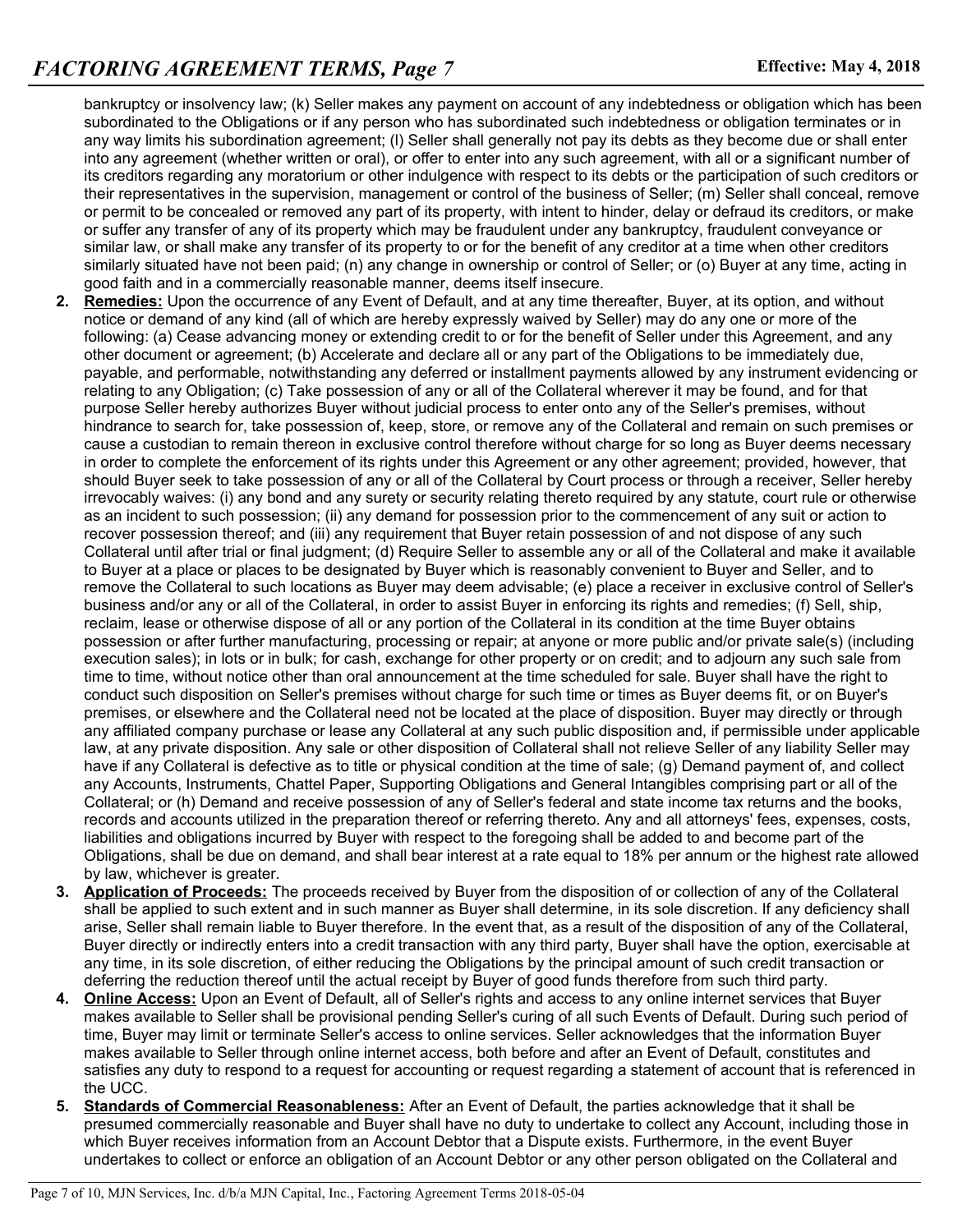bankruptcy or insolvency law; (k) Seller makes any payment on account of any indebtedness or obligation which has been subordinated to the Obligations or if any person who has subordinated such indebtedness or obligation terminates or in any way limits his subordination agreement; (l) Seller shall generally not pay its debts as they become due or shall enter into any agreement (whether written or oral), or offer to enter into any such agreement, with all or a significant number of its creditors regarding any moratorium or other indulgence with respect to its debts or the participation of such creditors or their representatives in the supervision, management or control of the business of Seller; (m) Seller shall conceal, remove or permit to be concealed or removed any part of its property, with intent to hinder, delay or defraud its creditors, or make or suffer any transfer of any of its property which may be fraudulent under any bankruptcy, fraudulent conveyance or similar law, or shall make any transfer of its property to or for the benefit of any creditor at a time when other creditors similarly situated have not been paid; (n) any change in ownership or control of Seller; or (o) Buyer at any time, acting in good faith and in a commercially reasonable manner, deems itself insecure.

2. **Remedies:** Upon the occurrence of any Event of Default, and at any time thereafter, Buyer, at its option, and without notice or demand of any kind (all of which are hereby expressly waived by Seller) may do any one or more of the following: (a) Cease advancing money or extending credit to or for the benefit of Seller under this Agreement, and any other document or agreement; (b) Accelerate and declare all or any part of the Obligations to be immediately due, payable, and performable, notwithstanding any deferred or installment payments allowed by any instrument evidencing or relating to any Obligation; (c) Take possession of any or all of the Collateral wherever it may be found, and for that purpose Seller hereby authorizes Buyer without judicial process to enter onto any of the Seller's premises, without hindrance to search for, take possession of, keep, store, or remove any of the Collateral and remain on such premises or cause a custodian to remain thereon in exclusive control therefore without charge for so long as Buyer deems necessary in order to complete the enforcement of its rights under this Agreement or any other agreement; provided, however, that should Buyer seek to take possession of any or all of the Collateral by Court process or through a receiver, Seller hereby irrevocably waives: (i) any bond and any surety or security relating thereto required by any statute, court rule or otherwise as an incident to such possession; (ii) any demand for possession prior to the commencement of any suit or action to recover possession thereof; and (iii) any requirement that Buyer retain possession of and not dispose of any such Collateral until after trial or final judgment; (d) Require Seller to assemble any or all of the Collateral and make it available to Buyer at a place or places to be designated by Buyer which is reasonably convenient to Buyer and Seller, and to remove the Collateral to such locations as Buyer may deem advisable; (e) place a receiver in exclusive control of Seller's business and/or any or all of the Collateral, in order to assist Buyer in enforcing its rights and remedies; (f) Sell, ship, reclaim, lease or otherwise dispose of all or any portion of the Collateral in its condition at the time Buyer obtains possession or after further manufacturing, processing or repair; at anyone or more public and/or private sale(s) (including execution sales); in lots or in bulk; for cash, exchange for other property or on credit; and to adjourn any such sale from time to time, without notice other than oral announcement at the time scheduled for sale. Buyer shall have the right to conduct such disposition on Seller's premises without charge for such time or times as Buyer deems fit, or on Buyer's premises, or elsewhere and the Collateral need not be located at the place of disposition. Buyer may directly or through any affiliated company purchase or lease any Collateral at any such public disposition and, if permissible under applicable law, at any private disposition. Any sale or other disposition of Collateral shall not relieve Seller of any liability Seller may have if any Collateral is defective as to title or physical condition at the time of sale; (g) Demand payment of, and collect any Accounts, Instruments, Chattel Paper, Supporting Obligations and General Intangibles comprising part or all of the Collateral; or (h) Demand and receive possession of any of Seller's federal and state income tax returns and the books, records and accounts utilized in the preparation thereof or referring thereto. Any and all attorneys' fees, expenses, costs, liabilities and obligations incurred by Buyer with respect to the foregoing shall be added to and become part of the Obligations, shall be due on demand, and shall bear interest at a rate equal to 18% per annum or the highest rate allowed by law, whichever is greater.

3. **Application of Proceeds:** The proceeds received by Buyer from the disposition of or collection of any of the Collateral shall be applied to such extent and in such manner as Buyer shall determine, in its sole discretion. If any deficiency shall arise, Seller shall remain liable to Buyer therefore. In the event that, as a result of the disposition of any of the Collateral, Buyer directly or indirectly enters into a credit transaction with any third party, Buyer shall have the option, exercisable at any time, in its sole discretion, of either reducing the Obligations by the principal amount of such credit transaction or deferring the reduction thereof until the actual receipt by Buyer of good funds therefore from such third party.

4. **Online Access:** Upon an Event of Default, all of Seller's rights and access to any online internet services that Buyer makes available to Seller shall be provisional pending Seller's curing of all such Events of Default. During such period of time, Buyer may limit or terminate Seller's access to online services. Seller acknowledges that the information Buyer makes available to Seller through online internet access, both before and after an Event of Default, constitutes and satisfies any duty to respond to a request for accounting or request regarding a statement of account that is referenced in the UCC.

5. **Standards of Commercial Reasonableness:** After an Event of Default, the parties acknowledge that it shall be presumed commercially reasonable and Buyer shall have no duty to undertake to collect any Account, including those in which Buyer receives information from an Account Debtor that a Dispute exists. Furthermore, in the event Buyer undertakes to collect or enforce an obligation of an Account Debtor or any other person obligated on the Collateral and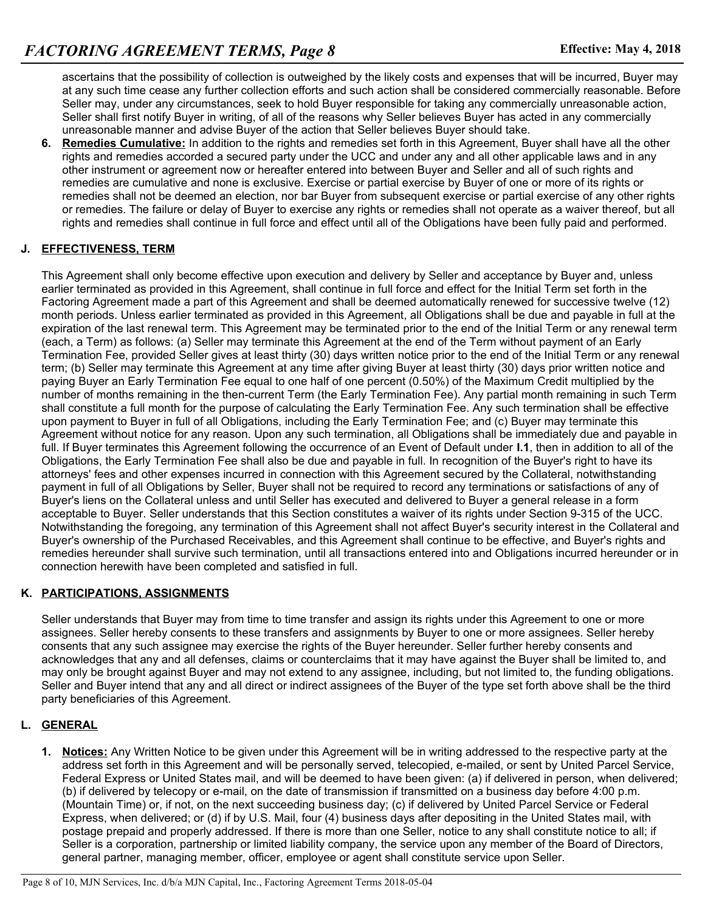ascertains that the possibility of collection is outweighed by the likely costs and expenses that will be incurred, Buyer may at any such time cease any further collection efforts and such action shall be considered commercially reasonable. Before Seller may, under any circumstances, seek to hold Buyer responsible for taking any commercially unreasonable action, Seller shall first notify Buyer in writing, of all of the reasons why Seller believes Buyer has acted in any commercially unreasonable manner and advise Buyer of the action that Seller believes Buyer should take.

6. **Remedies Cumulative:** In addition to the rights and remedies set forth in this Agreement, Buyer shall have all the other rights and remedies accorded a secured party under the UCC and under any and all other applicable laws and in any other instrument or agreement now or hereafter entered into between Buyer and Seller and all of such rights and remedies are cumulative and none is exclusive. Exercise or partial exercise by Buyer of one or more of its rights or remedies shall not be deemed an election, nor bar Buyer from subsequent exercise or partial exercise of any other rights or remedies. The failure or delay of Buyer to exercise any rights or remedies shall not operate as a waiver thereof, but all rights and remedies shall continue in full force and effect until all of the Obligations have been fully paid and performed.

## J. EFFECTIVENESS, TERM

This Agreement shall only become effective upon execution and delivery by Seller and acceptance by Buyer and, unless earlier terminated as provided in this Agreement, shall continue in full force and effect for the Initial Term set forth in the Factoring Agreement made a part of this Agreement and shall be deemed automatically renewed for successive twelve (12) month periods. Unless earlier terminated as provided in this Agreement, all Obligations shall be due and payable in full at the expiration of the last renewal term. This Agreement may be terminated prior to the end of the Initial Term or any renewal term (each, a Term) as follows: (a) Seller may terminate this Agreement at the end of the Term without payment of an Early Termination Fee, provided Seller gives at least thirty (30) days written notice prior to the end of the Initial Term or any renewal term; (b) Seller may terminate this Agreement at any time after giving Buyer at least thirty (30) days prior written notice and paying Buyer an Early Termination Fee equal to one half of one percent (0.50%) of the Maximum Credit multiplied by the number of months remaining in the then-current Term (the Early Termination Fee). Any partial month remaining in such Term shall constitute a full month for the purpose of calculating the Early Termination Fee. Any such termination shall be effective upon payment to Buyer in full of all Obligations, including the Early Termination Fee; and (c) Buyer may terminate this Agreement without notice for any reason. Upon any such termination, all Obligations shall be immediately due and payable in full. If Buyer terminates this Agreement following the occurrence of an Event of Default under **I.1**, then in addition to all of the Obligations, the Early Termination Fee shall also be due and payable in full. In recognition of the Buyer's right to have its attorneys' fees and other expenses incurred in connection with this Agreement secured by the Collateral, notwithstanding payment in full of all Obligations by Seller, Buyer shall not be required to record any terminations or satisfactions of any of Buyer's liens on the Collateral unless and until Seller has executed and delivered to Buyer a general release in a form acceptable to Buyer. Seller understands that this Section constitutes a waiver of its rights under Section 9-315 of the UCC. Notwithstanding the foregoing, any termination of this Agreement shall not affect Buyer's security interest in the Collateral and Buyer's ownership of the Purchased Receivables, and this Agreement shall continue to be effective, and Buyer's rights and remedies hereunder shall survive such termination, until all transactions entered into and Obligations incurred hereunder or in connection herewith have been completed and satisfied in full.

## K. PARTICIPATIONS, ASSIGNMENTS

Seller understands that Buyer may from time to time transfer and assign its rights under this Agreement to one or more assignees. Seller hereby consents to these transfers and assignments by Buyer to one or more assignees. Seller hereby consents that any such assignee may exercise the rights of the Buyer hereunder. Seller further hereby consents and acknowledges that any and all defenses, claims or counterclaims that it may have against the Buyer shall be limited to, and may only be brought against Buyer and may not extend to any assignee, including, but not limited to, the funding obligations. Seller and Buyer intend that any and all direct or indirect assignees of the Buyer of the type set forth above shall be the third party beneficiaries of this Agreement.

## L. GENERAL

1. **Notices:** Any Written Notice to be given under this Agreement will be in writing addressed to the respective party at the address set forth in this Agreement and will be personally served, telecopied, e-mailed, or sent by United Parcel Service, Federal Express or United States mail, and will be deemed to have been given: (a) if delivered in person, when delivered; (b) if delivered by telecopy or e-mail, on the date of transmission if transmitted on a business day before 4:00 p.m. (Mountain Time) or, if not, on the next succeeding business day; (c) if delivered by United Parcel Service or Federal Express, when delivered; or (d) if by U.S. Mail, four (4) business days after depositing in the United States mail, with postage prepaid and properly addressed. If there is more than one Seller, notice to any shall constitute notice to all; if Seller is a corporation, partnership or limited liability company, the service upon any member of the Board of Directors, general partner, managing member, officer, employee or agent shall constitute service upon Seller.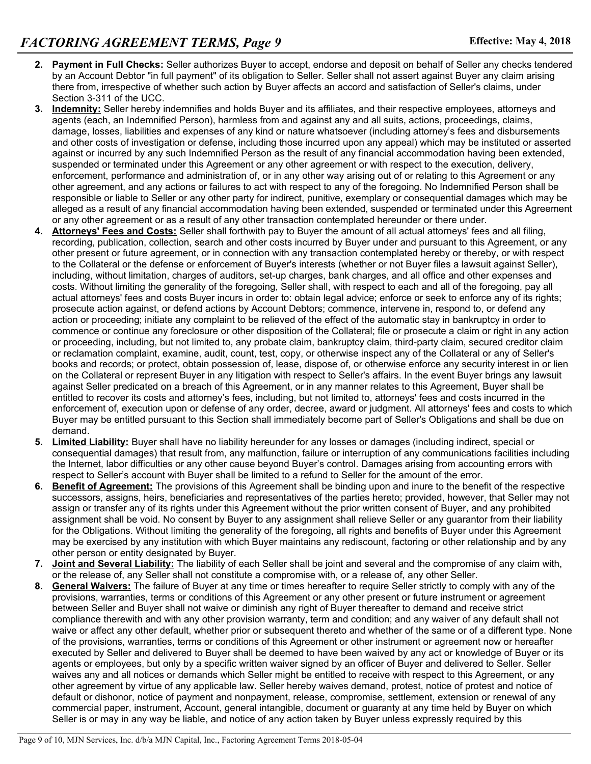2. **Payment in Full Checks:** Seller authorizes Buyer to accept, endorse and deposit on behalf of Seller any checks tendered by an Account Debtor "in full payment" of its obligation to Seller. Seller shall not assert against Buyer any claim arising there from, irrespective of whether such action by Buyer affects an accord and satisfaction of Seller's claims, under Section 3-311 of the UCC.
3. **Indemnity:** Seller hereby indemnifies and holds Buyer and its affiliates, and their respective employees, attorneys and agents (each, an Indemnified Person), harmless from and against any and all suits, actions, proceedings, claims, damage, losses, liabilities and expenses of any kind or nature whatsoever (including attorney's fees and disbursements and other costs of investigation or defense, including those incurred upon any appeal) which may be instituted or asserted against or incurred by any such Indemnified Person as the result of any financial accommodation having been extended, suspended or terminated under this Agreement or any other agreement or with respect to the execution, delivery, enforcement, performance and administration of, or in any other way arising out of or relating to this Agreement or any other agreement, and any actions or failures to act with respect to any of the foregoing. No Indemnified Person shall be responsible or liable to Seller or any other party for indirect, punitive, exemplary or consequential damages which may be alleged as a result of any financial accommodation having been extended, suspended or terminated under this Agreement or any other agreement or as a result of any other transaction contemplated hereunder or there under.
4. **Attorneys' Fees and Costs:** Seller shall forthwith pay to Buyer the amount of all actual attorneys' fees and all filing, recording, publication, collection, search and other costs incurred by Buyer under and pursuant to this Agreement, or any other present or future agreement, or in connection with any transaction contemplated hereby or thereby, or with respect to the Collateral or the defense or enforcement of Buyer's interests (whether or not Buyer files a lawsuit against Seller), including, without limitation, charges of auditors, set-up charges, bank charges, and all office and other expenses and costs. Without limiting the generality of the foregoing, Seller shall, with respect to each and all of the foregoing, pay all actual attorneys' fees and costs Buyer incurs in order to: obtain legal advice; enforce or seek to enforce any of its rights; prosecute action against, or defend actions by Account Debtors; commence, intervene in, respond to, or defend any action or proceeding; initiate any complaint to be relieved of the effect of the automatic stay in bankruptcy in order to commence or continue any foreclosure or other disposition of the Collateral; file or prosecute a claim or right in any action or proceeding, including, but not limited to, any probate claim, bankruptcy claim, third-party claim, secured creditor claim or reclamation complaint, examine, audit, count, test, copy, or otherwise inspect any of the Collateral or any of Seller's books and records; or protect, obtain possession of, lease, dispose of, or otherwise enforce any security interest in or lien on the Collateral or represent Buyer in any litigation with respect to Seller's affairs. In the event Buyer brings any lawsuit against Seller predicated on a breach of this Agreement, or in any manner relates to this Agreement, Buyer shall be entitled to recover its costs and attorney's fees, including, but not limited to, attorneys' fees and costs incurred in the enforcement of, execution upon or defense of any order, decree, award or judgment. All attorneys' fees and costs to which Buyer may be entitled pursuant to this Section shall immediately become part of Seller's Obligations and shall be due on demand.
5. **Limited Liability:** Buyer shall have no liability hereunder for any losses or damages (including indirect, special or consequential damages) that result from, any malfunction, failure or interruption of any communications facilities including the Internet, labor difficulties or any other cause beyond Buyer's control. Damages arising from accounting errors with respect to Seller's account with Buyer shall be limited to a refund to Seller for the amount of the error.
6. **Benefit of Agreement:** The provisions of this Agreement shall be binding upon and inure to the benefit of the respective successors, assigns, heirs, beneficiaries and representatives of the parties hereto; provided, however, that Seller may not assign or transfer any of its rights under this Agreement without the prior written consent of Buyer, and any prohibited assignment shall be void. No consent by Buyer to any assignment shall relieve Seller or any guarantor from their liability for the Obligations. Without limiting the generality of the foregoing, all rights and benefits of Buyer under this Agreement may be exercised by any institution with which Buyer maintains any rediscount, factoring or other relationship and by any other person or entity designated by Buyer.
7. **Joint and Several Liability:** The liability of each Seller shall be joint and several and the compromise of any claim with, or the release of, any Seller shall not constitute a compromise with, or a release of, any other Seller.
8. **General Waivers:** The failure of Buyer at any time or times hereafter to require Seller strictly to comply with any of the provisions, warranties, terms or conditions of this Agreement or any other present or future instrument or agreement between Seller and Buyer shall not waive or diminish any right of Buyer thereafter to demand and receive strict compliance therewith and with any other provision warranty, term and condition; and any waiver of any default shall not waive or affect any other default, whether prior or subsequent thereto and whether of the same or of a different type. None of the provisions, warranties, terms or conditions of this Agreement or other instrument or agreement now or hereafter executed by Seller and delivered to Buyer shall be deemed to have been waived by any act or knowledge of Buyer or its agents or employees, but only by a specific written waiver signed by an officer of Buyer and delivered to Seller. Seller waives any and all notices or demands which Seller might be entitled to receive with respect to this Agreement, or any other agreement by virtue of any applicable law. Seller hereby waives demand, protest, notice of protest and notice of default or dishonor, notice of payment and nonpayment, release, compromise, settlement, extension or renewal of any commercial paper, instrument, Account, general intangible, document or guaranty at any time held by Buyer on which Seller is or may in any way be liable, and notice of any action taken by Buyer unless expressly required by this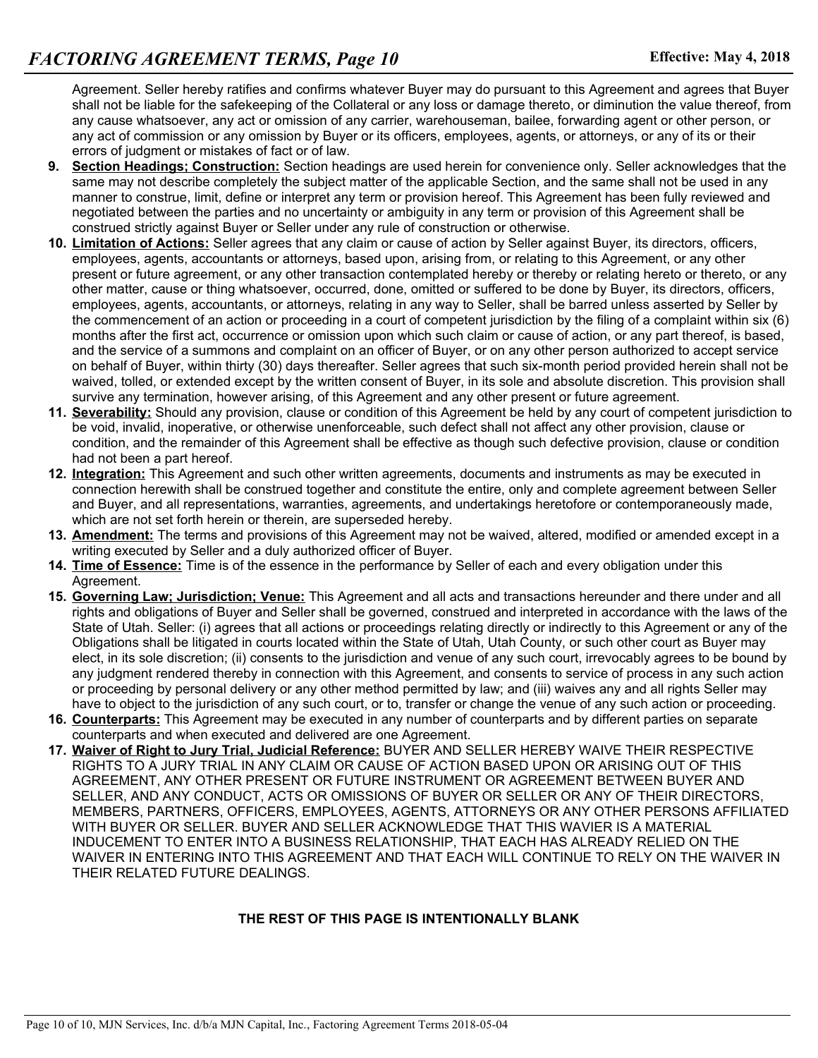Agreement. Seller hereby ratifies and confirms whatever Buyer may do pursuant to this Agreement and agrees that Buyer shall not be liable for the safekeeping of the Collateral or any loss or damage thereto, or diminution the value thereof, from any cause whatsoever, any act or omission of any carrier, warehouseman, bailee, forwarding agent or other person, or any act of commission or any omission by Buyer or its officers, employees, agents, or attorneys, or any of its or their errors of judgment or mistakes of fact or of law.

9. **Section Headings; Construction:** Section headings are used herein for convenience only. Seller acknowledges that the same may not describe completely the subject matter of the applicable Section, and the same shall not be used in any manner to construe, limit, define or interpret any term or provision hereof. This Agreement has been fully reviewed and negotiated between the parties and no uncertainty or ambiguity in any term or provision of this Agreement shall be construed strictly against Buyer or Seller under any rule of construction or otherwise.
10. **Limitation of Actions:** Seller agrees that any claim or cause of action by Seller against Buyer, its directors, officers, employees, agents, accountants or attorneys, based upon, arising from, or relating to this Agreement, or any other present or future agreement, or any other transaction contemplated hereby or thereby or relating hereto or thereto, or any other matter, cause or thing whatsoever, occurred, done, omitted or suffered to be done by Buyer, its directors, officers, employees, agents, accountants, or attorneys, relating in any way to Seller, shall be barred unless asserted by Seller by the commencement of an action or proceeding in a court of competent jurisdiction by the filing of a complaint within six (6) months after the first act, occurrence or omission upon which such claim or cause of action, or any part thereof, is based, and the service of a summons and complaint on an officer of Buyer, or on any other person authorized to accept service on behalf of Buyer, within thirty (30) days thereafter. Seller agrees that such six-month period provided herein shall not be waived, tolled, or extended except by the written consent of Buyer, in its sole and absolute discretion. This provision shall survive any termination, however arising, of this Agreement and any other present or future agreement.
11. **Severability:** Should any provision, clause or condition of this Agreement be held by any court of competent jurisdiction to be void, invalid, inoperative, or otherwise unenforceable, such defect shall not affect any other provision, clause or condition, and the remainder of this Agreement shall be effective as though such defective provision, clause or condition had not been a part hereof.
12. **Integration:** This Agreement and such other written agreements, documents and instruments as may be executed in connection herewith shall be construed together and constitute the entire, only and complete agreement between Seller and Buyer, and all representations, warranties, agreements, and undertakings heretofore or contemporaneously made, which are not set forth herein or therein, are superseded hereby.
13. **Amendment:** The terms and provisions of this Agreement may not be waived, altered, modified or amended except in a writing executed by Seller and a duly authorized officer of Buyer.
14. **Time of Essence:** Time is of the essence in the performance by Seller of each and every obligation under this Agreement.
15. **Governing Law; Jurisdiction; Venue:** This Agreement and all acts and transactions hereunder and there under and all rights and obligations of Buyer and Seller shall be governed, construed and interpreted in accordance with the laws of the State of Utah. Seller: (i) agrees that all actions or proceedings relating directly or indirectly to this Agreement or any of the Obligations shall be litigated in courts located within the State of Utah, Utah County, or such other court as Buyer may elect, in its sole discretion; (ii) consents to the jurisdiction and venue of any such court, irrevocably agrees to be bound by any judgment rendered thereby in connection with this Agreement, and consents to service of process in any such action or proceeding by personal delivery or any other method permitted by law; and (iii) waives any and all rights Seller may have to object to the jurisdiction of any such court, or to, transfer or change the venue of any such action or proceeding.
16. **Counterparts:** This Agreement may be executed in any number of counterparts and by different parties on separate counterparts and when executed and delivered are one Agreement.
17. **Waiver of Right to Jury Trial, Judicial Reference:** BUYER AND SELLER HEREBY WAIVE THEIR RESPECTIVE RIGHTS TO A JURY TRIAL IN ANY CLAIM OR CAUSE OF ACTION BASED UPON OR ARISING OUT OF THIS AGREEMENT, ANY OTHER PRESENT OR FUTURE INSTRUMENT OR AGREEMENT BETWEEN BUYER AND SELLER, AND ANY CONDUCT, ACTS OR OMISSIONS OF BUYER OR SELLER OR ANY OF THEIR DIRECTORS, MEMBERS, PARTNERS, OFFICERS, EMPLOYEES, AGENTS, ATTORNEYS OR ANY OTHER PERSONS AFFILIATED WITH BUYER OR SELLER. BUYER AND SELLER ACKNOWLEDGE THAT THIS WAVIER IS A MATERIAL INDUCEMENT TO ENTER INTO A BUSINESS RELATIONSHIP, THAT EACH HAS ALREADY RELIED ON THE WAIVER IN ENTERING INTO THIS AGREEMENT AND THAT EACH WILL CONTINUE TO RELY ON THE WAIVER IN THEIR RELATED FUTURE DEALINGS.

**THE REST OF THIS PAGE IS INTENTIONALLY BLANK**